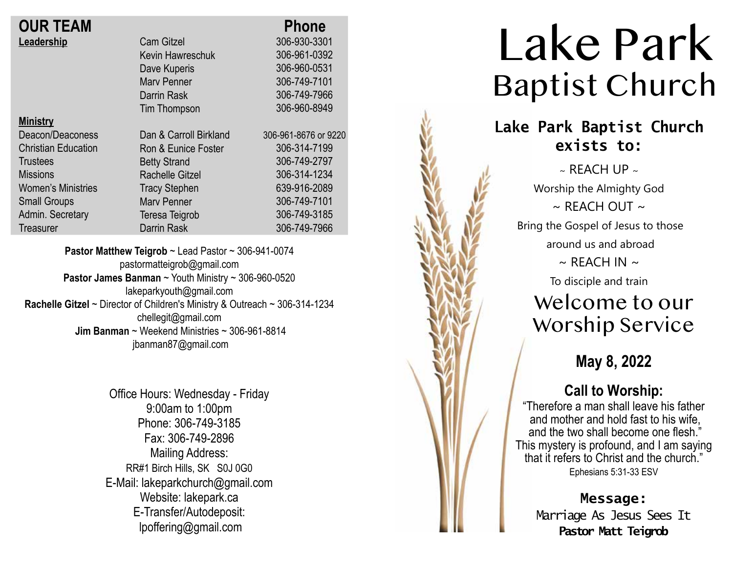## OUR TEAM

| | | Phone |
|---|---|---|
| **Leadership** | Cam Gitzel | 306-930-3301 |
| | Kevin Hawreschuk | 306-961-0392 |
| | Dave Kuperis | 306-960-0531 |
| | Marv Penner | 306-749-7101 |
| | Darrin Rask | 306-749-7966 |
| | Tim Thompson | 306-960-8949 |
| **Ministry** | | |
| Deacon/Deaconess | Dan & Carroll Birkland | 306-961-8676 or 9220 |
| Christian Education | Ron & Eunice Foster | 306-314-7199 |
| Trustees | Betty Strand | 306-749-2797 |
| Missions | Rachelle Gitzel | 306-314-1234 |
| Women's Ministries | Tracy Stephen | 639-916-2089 |
| Small Groups | Marv Penner | 306-749-7101 |
| Admin. Secretary | Teresa Teigrob | 306-749-3185 |
| Treasurer | Darrin Rask | 306-749-7966 |

**Pastor Matthew Teigrob** ~ Lead Pastor ~ 306-941-0074
pastormatteigrob@gmail.com
**Pastor James Banman** ~ Youth Ministry ~ 306-960-0520
lakeparkyouth@gmail.com
**Rachelle Gitzel** ~ Director of Children's Ministry & Outreach ~ 306-314-1234
chellegit@gmail.com
**Jim Banman** ~ Weekend Ministries ~ 306-961-8814
jbanman87@gmail.com

Office Hours: Wednesday - Friday
9:00am to 1:00pm
Phone: 306-749-3185
Fax: 306-749-2896
Mailing Address:
RR#1 Birch Hills, SK S0J 0G0
E-Mail: lakeparkchurch@gmail.com
Website: lakepark.ca
E-Transfer/Autodeposit:
lpoffering@gmail.com

# Lake Park Baptist Church

**Lake Park Baptist Church exists to:**

~ REACH UP ~
Worship the Almighty God
~ REACH OUT ~
Bring the Gospel of Jesus to those around us and abroad
~ REACH IN ~
To disciple and train

## Welcome to our Worship Service

**May 8, 2022**

**Call to Worship:**
"Therefore a man shall leave his father and mother and hold fast to his wife, and the two shall become one flesh." This mystery is profound, and I am saying that it refers to Christ and the church."
Ephesians 5:31-33 ESV

**Message:**
Marriage As Jesus Sees It
**Pastor Matt Teigrob**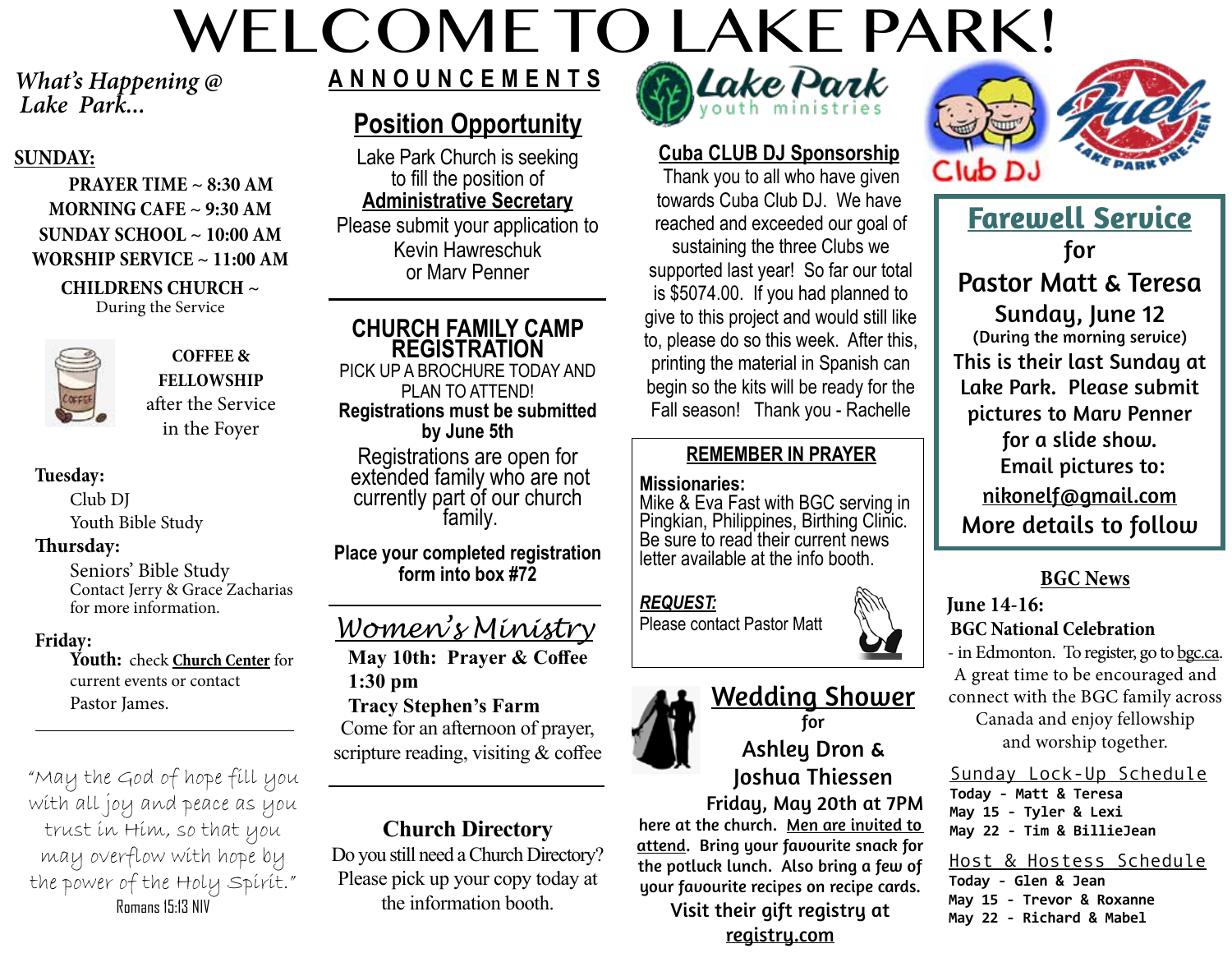# WELCOME TO LAKE PARK!

*What's Happening @ Lake Park...*

**SUNDAY:**

**PRAYER TIME ~ 8:30 AM**
**MORNING CAFE ~ 9:30 AM**
**SUNDAY SCHOOL ~ 10:00 AM**
**WORSHIP SERVICE ~ 11:00 AM**
**CHILDRENS CHURCH ~** During the Service

**COFFEE & FELLOWSHIP** after the Service in the Foyer

**Tuesday:**
Club DJ
Youth Bible Study

**Thursday:**
Seniors' Bible Study
Contact Jerry & Grace Zacharias for more information.

**Friday:**
**Youth:** check **Church Center** for current events or contact Pastor James.

"May the God of hope fill you with all joy and peace as you trust in Him, so that you may overflow with hope by the power of the Holy Spirit."
Romans 15:13 NIV

## ANNOUNCEMENTS

### Position Opportunity

Lake Park Church is seeking to fill the position of
**Administrative Secretary**
Please submit your application to Kevin Hawreschuk or Marv Penner

### CHURCH FAMILY CAMP REGISTRATION

PICK UP A BROCHURE TODAY AND PLAN TO ATTEND!
**Registrations must be submitted by June 5th**

Registrations are open for extended family who are not currently part of our church family.

**Place your completed registration form into box #72**

### Women's Ministry

**May 10th: Prayer & Coffee**
**1:30 pm**
**Tracy Stephen's Farm**
Come for an afternoon of prayer, scripture reading, visiting & coffee

### Church Directory

Do you still need a Church Directory? Please pick up your copy today at the information booth.

Lake Park youth ministries

### Cuba CLUB DJ Sponsorship

Thank you to all who have given towards Cuba Club DJ. We have reached and exceeded our goal of sustaining the three Clubs we supported last year! So far our total is $5074.00. If you had planned to give to this project and would still like to, please do so this week. After this, printing the material in Spanish can begin so the kits will be ready for the Fall season! Thank you - Rachelle

### REMEMBER IN PRAYER

**Missionaries:**
Mike & Eva Fast with BGC serving in Pingkian, Philippines, Birthing Clinic. Be sure to read their current news letter available at the info booth.

***REQUEST:***
Please contact Pastor Matt

### Wedding Shower

for
**Ashley Dron & Joshua Thiessen**
**Friday, May 20th at 7PM**
here at the church. Men are invited to attend. Bring your favourite snack for the potluck lunch. Also bring a few of your favourite recipes on recipe cards.
Visit their gift registry at registry.com

Club DJ — Fuel Lake Park Pre-Teen

### Farewell Service

for
**Pastor Matt & Teresa**
**Sunday, June 12**
(During the morning service)
This is their last Sunday at Lake Park. Please submit pictures to Marv Penner for a slide show.
Email pictures to:
nikonelf@gmail.com
More details to follow

### BGC News

**June 14-16:**
**BGC National Celebration**
- in Edmonton. To register, go to bgc.ca.
A great time to be encouraged and connect with the BGC family across Canada and enjoy fellowship and worship together.

**Sunday Lock-Up Schedule**
Today - Matt & Teresa
May 15 - Tyler & Lexi
May 22 - Tim & BillieJean

**Host & Hostess Schedule**
Today - Glen & Jean
May 15 - Trevor & Roxanne
May 22 - Richard & Mabel